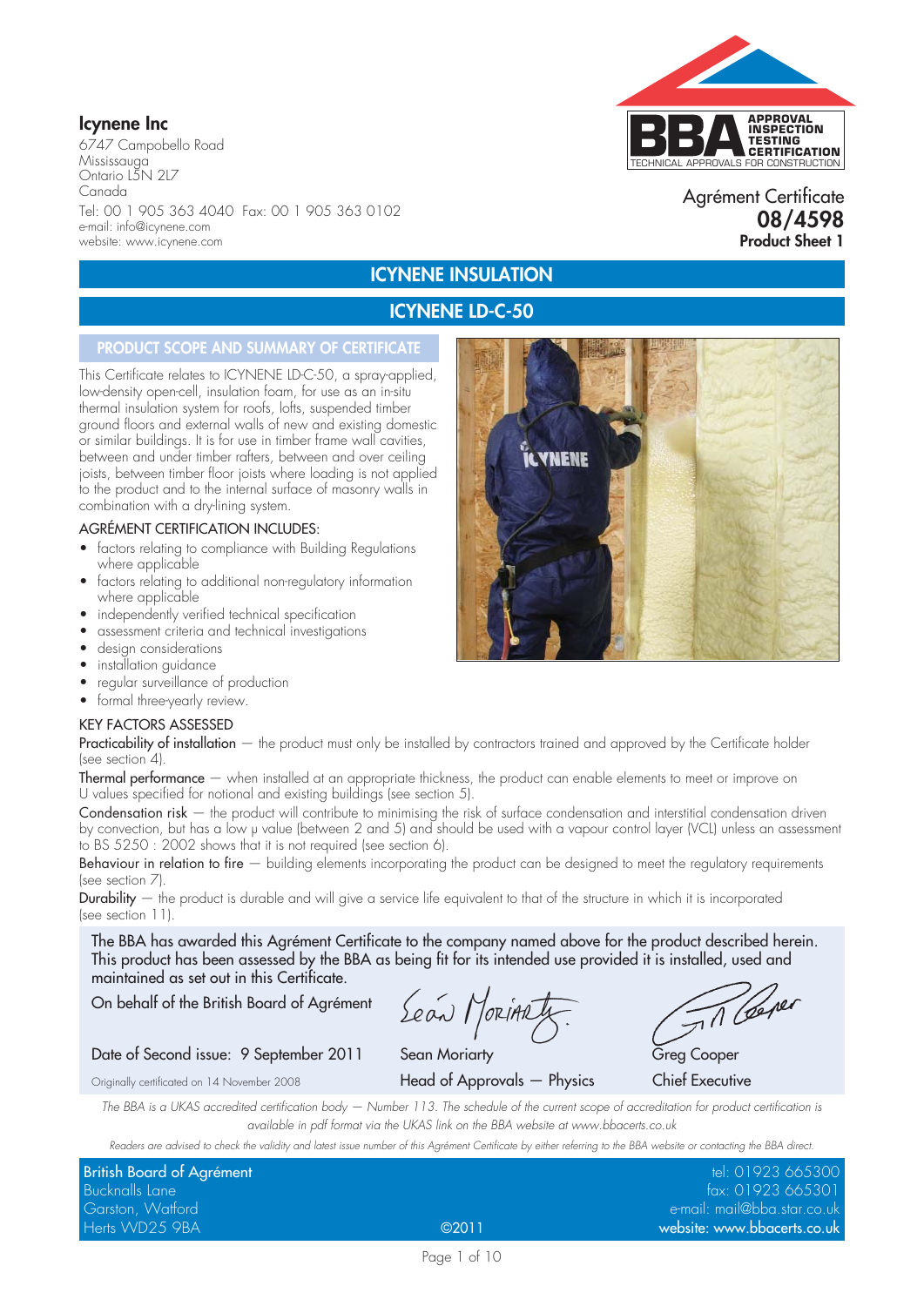**Icynene Inc**
6747 Campobello Road
Mississauga
Ontario L5N 2L7
Canada
Tel: 00 1 905 363 4040 Fax: 00 1 905 363 0102
e-mail: info@icynene.com
website: www.icynene.com

BBA APPROVAL INSPECTION TESTING CERTIFICATION
TECHNICAL APPROVALS FOR CONSTRUCTION

Agrément Certificate
**08/4598**
**Product Sheet 1**

# ICYNENE INSULATION

## ICYNENE LD-C-50

### PRODUCT SCOPE AND SUMMARY OF CERTIFICATE

This Certificate relates to ICYNENE LD-C-50, a spray-applied, low-density open-cell, insulation foam, for use as an in-situ thermal insulation system for roofs, lofts, suspended timber ground floors and external walls of new and existing domestic or similar buildings. It is for use in timber frame wall cavities, between and under timber rafters, between and over ceiling joists, between timber floor joists where loading is not applied to the product and to the internal surface of masonry walls in combination with a dry-lining system.

AGRÉMENT CERTIFICATION INCLUDES:

- factors relating to compliance with Building Regulations where applicable
- factors relating to additional non-regulatory information where applicable
- independently verified technical specification
- assessment criteria and technical investigations
- design considerations
- installation guidance
- regular surveillance of production
- formal three-yearly review.

KEY FACTORS ASSESSED

Practicability of installation — the product must only be installed by contractors trained and approved by the Certificate holder (see section 4).

Thermal performance — when installed at an appropriate thickness, the product can enable elements to meet or improve on U values specified for notional and existing buildings (see section 5).

Condensation risk — the product will contribute to minimising the risk of surface condensation and interstitial condensation driven by convection, but has a low μ value (between 2 and 5) and should be used with a vapour control layer (VCL) unless an assessment to BS 5250 : 2002 shows that it is not required (see section 6).

Behaviour in relation to fire — building elements incorporating the product can be designed to meet the regulatory requirements (see section 7).

Durability — the product is durable and will give a service life equivalent to that of the structure in which it is incorporated (see section 11).

The BBA has awarded this Agrément Certificate to the company named above for the product described herein. This product has been assessed by the BBA as being fit for its intended use provided it is installed, used and maintained as set out in this Certificate.

On behalf of the British Board of Agrément

Date of Second issue: 9 September 2011

Originally certificated on 14 November 2008

Sean Moriarty
Head of Approvals — Physics

Greg Cooper
Chief Executive

*The BBA is a UKAS accredited certification body — Number 113. The schedule of the current scope of accreditation for product certification is available in pdf format via the UKAS link on the BBA website at www.bbacerts.co.uk*

*Readers are advised to check the validity and latest issue number of this Agrément Certificate by either referring to the BBA website or contacting the BBA direct.*

British Board of Agrément
Bucknalls Lane
Garston, Watford
Herts WD25 9BA

©2011

tel: 01923 665300
fax: 01923 665301
e-mail: mail@bba.star.co.uk
website: www.bbacerts.co.uk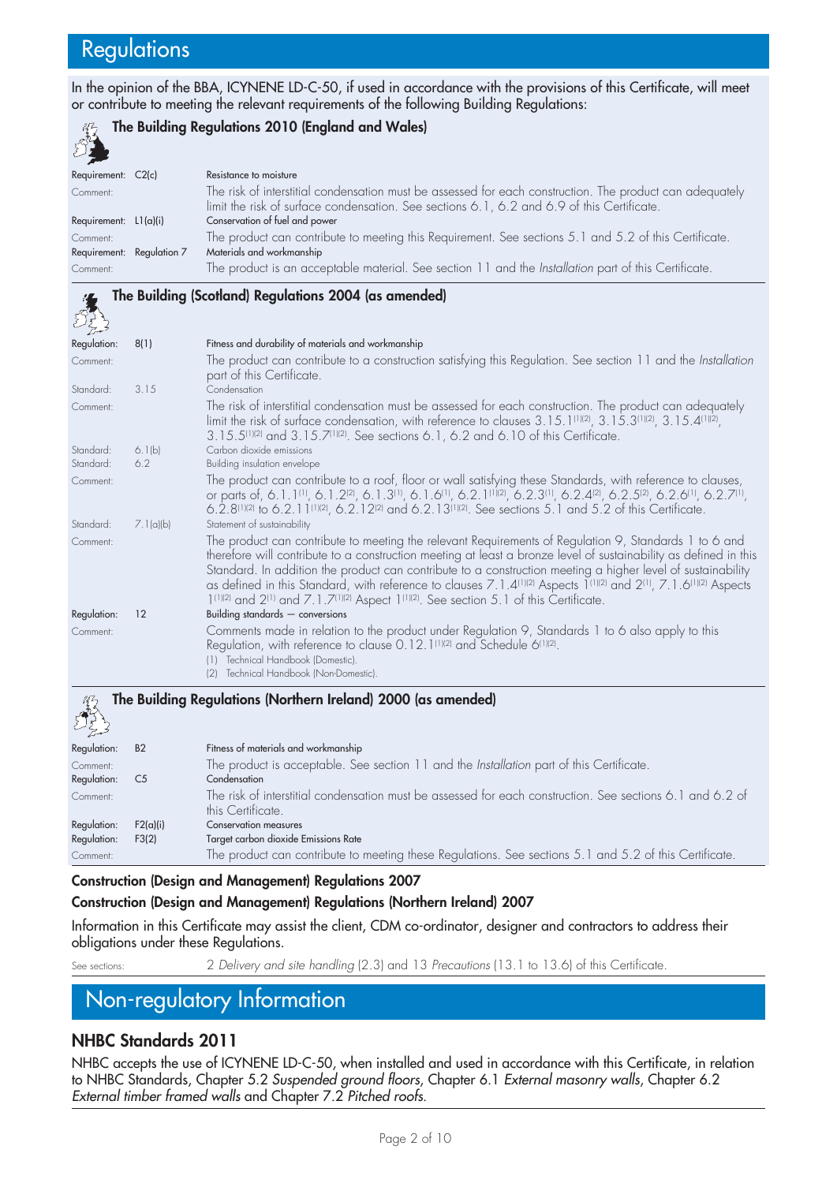# Regulations

In the opinion of the BBA, ICYNENE LD-C-50, if used in accordance with the provisions of this Certificate, will meet or contribute to meeting the relevant requirements of the following Building Regulations:

### The Building Regulations 2010 (England and Wales)

Requirement: C2(c) — Resistance to moisture

Comment: The risk of interstitial condensation must be assessed for each construction. The product can adequately limit the risk of surface condensation. See sections 6.1, 6.2 and 6.9 of this Certificate.

Requirement: L1(a)(i) — Conservation of fuel and power

Comment: The product can contribute to meeting this Requirement. See sections 5.1 and 5.2 of this Certificate.

Requirement: Regulation 7 — Materials and workmanship

Comment: The product is an acceptable material. See section 11 and the *Installation* part of this Certificate.

### The Building (Scotland) Regulations 2004 (as amended)

Regulation: 8(1) — Fitness and durability of materials and workmanship

Comment: The product can contribute to a construction satisfying this Regulation. See section 11 and the *Installation* part of this Certificate.

Standard: 3.15 — Condensation

Comment: The risk of interstitial condensation must be assessed for each construction. The product can adequately limit the risk of surface condensation, with reference to clauses 3.15.1(1)(2), 3.15.3(1)(2), 3.15.4(1)(2), 3.15.5(1)(2) and 3.15.7(1)(2). See sections 6.1, 6.2 and 6.10 of this Certificate.

Standard: 6.1(b) — Carbon dioxide emissions

Standard: 6.2 — Building insulation envelope

Comment: The product can contribute to a roof, floor or wall satisfying these Standards, with reference to clauses, or parts of, 6.1.1(1), 6.1.2(2), 6.1.3(1), 6.1.6(1), 6.2.1(1)(2), 6.2.3(1), 6.2.4(2), 6.2.5(2), 6.2.6(1), 6.2.7(1), 6.2.8(1)(2) to 6.2.11(1)(2), 6.2.12(2) and 6.2.13(1)(2). See sections 5.1 and 5.2 of this Certificate.

Standard: 7.1(a)(b) — Statement of sustainability

Comment: The product can contribute to meeting the relevant Requirements of Regulation 9, Standards 1 to 6 and therefore will contribute to a construction meeting at least a bronze level of sustainability as defined in this Standard. In addition the product can contribute to a construction meeting a higher level of sustainability as defined in this Standard, with reference to clauses 7.1.4(1)(2) Aspects 1(1)(2) and 2(1), 7.1.6(1)(2) Aspects 1(1)(2) and 2(1) and 7.1.7(1)(2) Aspect 1(1)(2). See section 5.1 of this Certificate.

Regulation: 12 — Building standards — conversions

Comment: Comments made in relation to the product under Regulation 9, Standards 1 to 6 also apply to this Regulation, with reference to clause 0.12.1(1)(2) and Schedule 6(1)(2).

(1) Technical Handbook (Domestic).
(2) Technical Handbook (Non-Domestic).

### The Building Regulations (Northern Ireland) 2000 (as amended)

Regulation: B2 — Fitness of materials and workmanship

Comment: The product is acceptable. See section 11 and the *Installation* part of this Certificate.

Regulation: C5 — Condensation

Comment: The risk of interstitial condensation must be assessed for each construction. See sections 6.1 and 6.2 of this Certificate.

Regulation: F2(a)(i) — Conservation measures

Regulation: F3(2) — Target carbon dioxide Emissions Rate

Comment: The product can contribute to meeting these Regulations. See sections 5.1 and 5.2 of this Certificate.

**Construction (Design and Management) Regulations 2007**

**Construction (Design and Management) Regulations (Northern Ireland) 2007**

Information in this Certificate may assist the client, CDM co-ordinator, designer and contractors to address their obligations under these Regulations.

See sections: 2 *Delivery and site handling* (2.3) and 13 *Precautions* (13.1 to 13.6) of this Certificate.

# Non-regulatory Information

## NHBC Standards 2011

NHBC accepts the use of ICYNENE LD-C-50, when installed and used in accordance with this Certificate, in relation to NHBC Standards, Chapter 5.2 *Suspended ground floors*, Chapter 6.1 *External masonry walls*, Chapter 6.2 *External timber framed walls* and Chapter 7.2 *Pitched roofs*.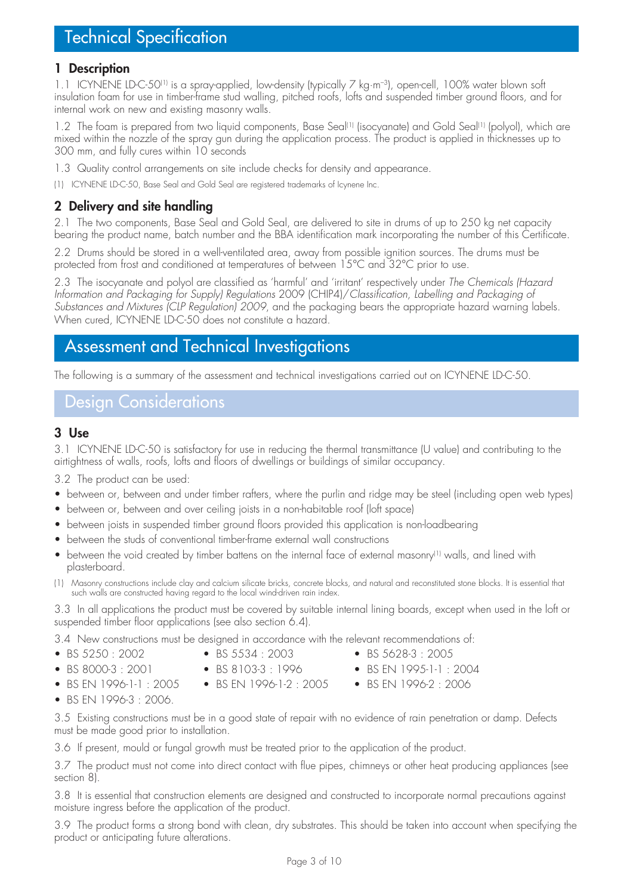# Technical Specification

## 1 Description

1.1 ICYNENE LD-C-50[1] is a spray-applied, low-density (typically 7 kg·m$^{-3}$), open-cell, 100% water blown soft insulation foam for use in timber-frame stud walling, pitched roofs, lofts and suspended timber ground floors, and for internal work on new and existing masonry walls.

1.2 The foam is prepared from two liquid components, Base Seal[1] (isocyanate) and Gold Seal[1] (polyol), which are mixed within the nozzle of the spray gun during the application process. The product is applied in thicknesses up to 300 mm, and fully cures within 10 seconds

1.3 Quality control arrangements on site include checks for density and appearance.

(1) ICYNENE LD-C-50, Base Seal and Gold Seal are registered trademarks of Icynene Inc.

## 2 Delivery and site handling

2.1 The two components, Base Seal and Gold Seal, are delivered to site in drums of up to 250 kg net capacity bearing the product name, batch number and the BBA identification mark incorporating the number of this Certificate.

2.2 Drums should be stored in a well-ventilated area, away from possible ignition sources. The drums must be protected from frost and conditioned at temperatures of between 15°C and 32°C prior to use.

2.3 The isocyanate and polyol are classified as 'harmful' and 'irritant' respectively under *The Chemicals (Hazard Information and Packaging for Supply) Regulations* 2009 (CHIP4)/*Classification, Labelling and Packaging of Substances and Mixtures (CLP Regulation) 2009*, and the packaging bears the appropriate hazard warning labels. When cured, ICYNENE LD-C-50 does not constitute a hazard.

# Assessment and Technical Investigations

The following is a summary of the assessment and technical investigations carried out on ICYNENE LD-C-50.

# Design Considerations

## 3 Use

3.1 ICYNENE LD-C-50 is satisfactory for use in reducing the thermal transmittance (U value) and contributing to the airtightness of walls, roofs, lofts and floors of dwellings or buildings of similar occupancy.

3.2 The product can be used:

- between or, between and under timber rafters, where the purlin and ridge may be steel (including open web types)
- between or, between and over ceiling joists in a non-habitable roof (loft space)
- between joists in suspended timber ground floors provided this application is non-loadbearing
- between the studs of conventional timber-frame external wall constructions
- between the void created by timber battens on the internal face of external masonry[1] walls, and lined with plasterboard.

(1) Masonry constructions include clay and calcium silicate bricks, concrete blocks, and natural and reconstituted stone blocks. It is essential that such walls are constructed having regard to the local wind-driven rain index.

3.3 In all applications the product must be covered by suitable internal lining boards, except when used in the loft or suspended timber floor applications (see also section 6.4).

3.4 New constructions must be designed in accordance with the relevant recommendations of:

- BS 5250 : 2002
- BS 5534 : 2003
- BS 5628-3 : 2005
- BS 8000-3 : 2001
- BS 8103-3 : 1996
- BS EN 1995-1-1 : 2004
- BS EN 1996-1-1 : 2005
- BS EN 1996-1-2 : 2005
- BS EN 1996-2 : 2006
- BS EN 1996-3 : 2006.

3.5 Existing constructions must be in a good state of repair with no evidence of rain penetration or damp. Defects must be made good prior to installation.

3.6 If present, mould or fungal growth must be treated prior to the application of the product.

3.7 The product must not come into direct contact with flue pipes, chimneys or other heat producing appliances (see section 8).

3.8 It is essential that construction elements are designed and constructed to incorporate normal precautions against moisture ingress before the application of the product.

3.9 The product forms a strong bond with clean, dry substrates. This should be taken into account when specifying the product or anticipating future alterations.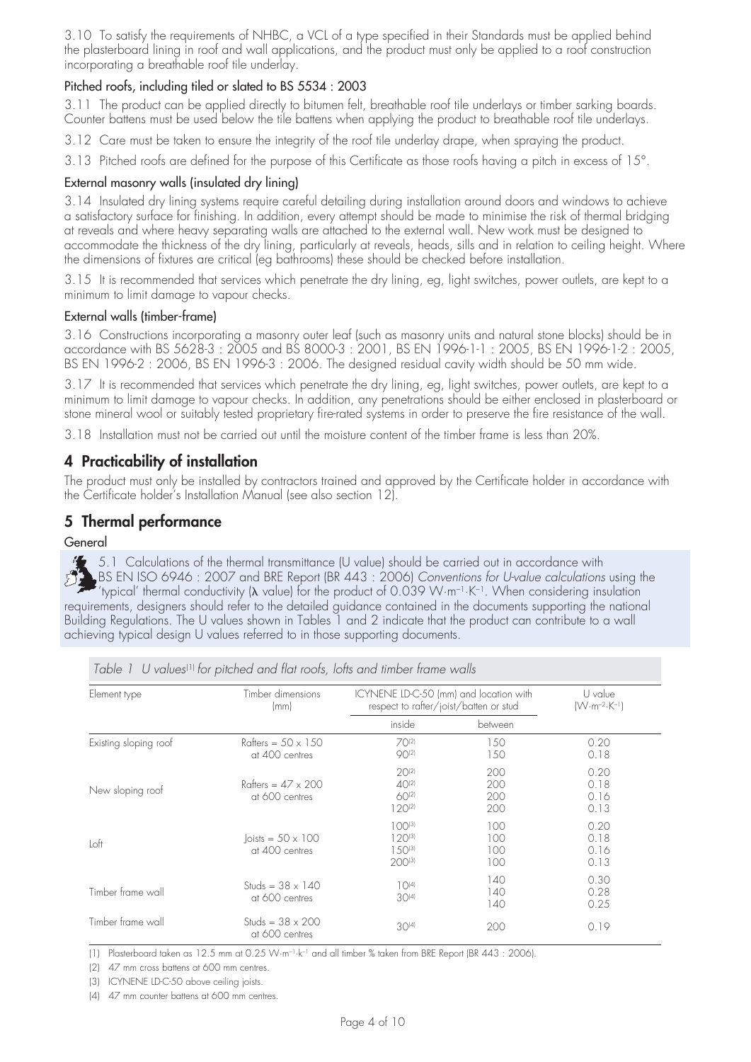3.10 To satisfy the requirements of NHBC, a VCL of a type specified in their Standards must be applied behind the plasterboard lining in roof and wall applications, and the product must only be applied to a roof construction incorporating a breathable roof tile underlay.

### Pitched roofs, including tiled or slated to BS 5534 : 2003

3.11 The product can be applied directly to bitumen felt, breathable roof tile underlays or timber sarking boards. Counter battens must be used below the tile battens when applying the product to breathable roof tile underlays.

3.12 Care must be taken to ensure the integrity of the roof tile underlay drape, when spraying the product.

3.13 Pitched roofs are defined for the purpose of this Certificate as those roofs having a pitch in excess of 15°.

### External masonry walls (insulated dry lining)

3.14 Insulated dry lining systems require careful detailing during installation around doors and windows to achieve a satisfactory surface for finishing. In addition, every attempt should be made to minimise the risk of thermal bridging at reveals and where heavy separating walls are attached to the external wall. New work must be designed to accommodate the thickness of the dry lining, particularly at reveals, heads, sills and in relation to ceiling height. Where the dimensions of fixtures are critical (eg bathrooms) these should be checked before installation.

3.15 It is recommended that services which penetrate the dry lining, eg, light switches, power outlets, are kept to a minimum to limit damage to vapour checks.

### External walls (timber-frame)

3.16 Constructions incorporating a masonry outer leaf (such as masonry units and natural stone blocks) should be in accordance with BS 5628-3 : 2005 and BS 8000-3 : 2001, BS EN 1996-1-1 : 2005, BS EN 1996-1-2 : 2005, BS EN 1996-2 : 2006, BS EN 1996-3 : 2006. The designed residual cavity width should be 50 mm wide.

3.17 It is recommended that services which penetrate the dry lining, eg, light switches, power outlets, are kept to a minimum to limit damage to vapour checks. In addition, any penetrations should be either enclosed in plasterboard or stone mineral wool or suitably tested proprietary fire-rated systems in order to preserve the fire resistance of the wall.

3.18 Installation must not be carried out until the moisture content of the timber frame is less than 20%.

## 4 Practicability of installation

The product must only be installed by contractors trained and approved by the Certificate holder in accordance with the Certificate holder's Installation Manual (see also section 12).

## 5 Thermal performance

### General

5.1 Calculations of the thermal transmittance (U value) should be carried out in accordance with BS EN ISO 6946 : 2007 and BRE Report (BR 443 : 2006) *Conventions for U-value calculations* using the 'typical' thermal conductivity ($\lambda$ value) for the product of 0.039 $W{\cdot}m^{-1}{\cdot}K^{-1}$. When considering insulation requirements, designers should refer to the detailed guidance contained in the documents supporting the national Building Regulations. The U values shown in Tables 1 and 2 indicate that the product can contribute to a wall achieving typical design U values referred to in those supporting documents.

*Table 1 U values[1] for pitched and flat roofs, lofts and timber frame walls*

| Element type | Timber dimensions (mm) | ICYNENE LD-C-50 (mm) and location with respect to rafter/joist/batten or stud | | U value ($W{\cdot}m^{-2}{\cdot}K^{-1}$) |
|---|---|---|---|---|
| | | inside | between | |
| Existing sloping roof | Rafters = 50 x 150 at 400 centres | 70[2] | 150 | 0.20 |
| | | 90[2] | 150 | 0.18 |
| New sloping roof | Rafters = 47 x 200 at 600 centres | 20[2] | 200 | 0.20 |
| | | 40[2] | 200 | 0.18 |
| | | 60[2] | 200 | 0.16 |
| | | 120[2] | 200 | 0.13 |
| Loft | Joists = 50 x 100 at 400 centres | 100[3] | 100 | 0.20 |
| | | 120[3] | 100 | 0.18 |
| | | 150[3] | 100 | 0.16 |
| | | 200[3] | 100 | 0.13 |
| Timber frame wall | Studs = 38 x 140 at 600 centres | 10[4] | 140 | 0.30 |
| | | 30[4] | 140 | 0.28 |
| | | | 140 | 0.25 |
| Timber frame wall | Studs = 38 x 200 at 600 centres | 30[4] | 200 | 0.19 |

(1) Plasterboard taken as 12.5 mm at 0.25 $W{\cdot}m^{-1}{\cdot}k^{-1}$ and all timber % taken from BRE Report (BR 443 : 2006).

(2) 47 mm cross battens at 600 mm centres.

(3) ICYNENE LD-C-50 above ceiling joists.

(4) 47 mm counter battens at 600 mm centres.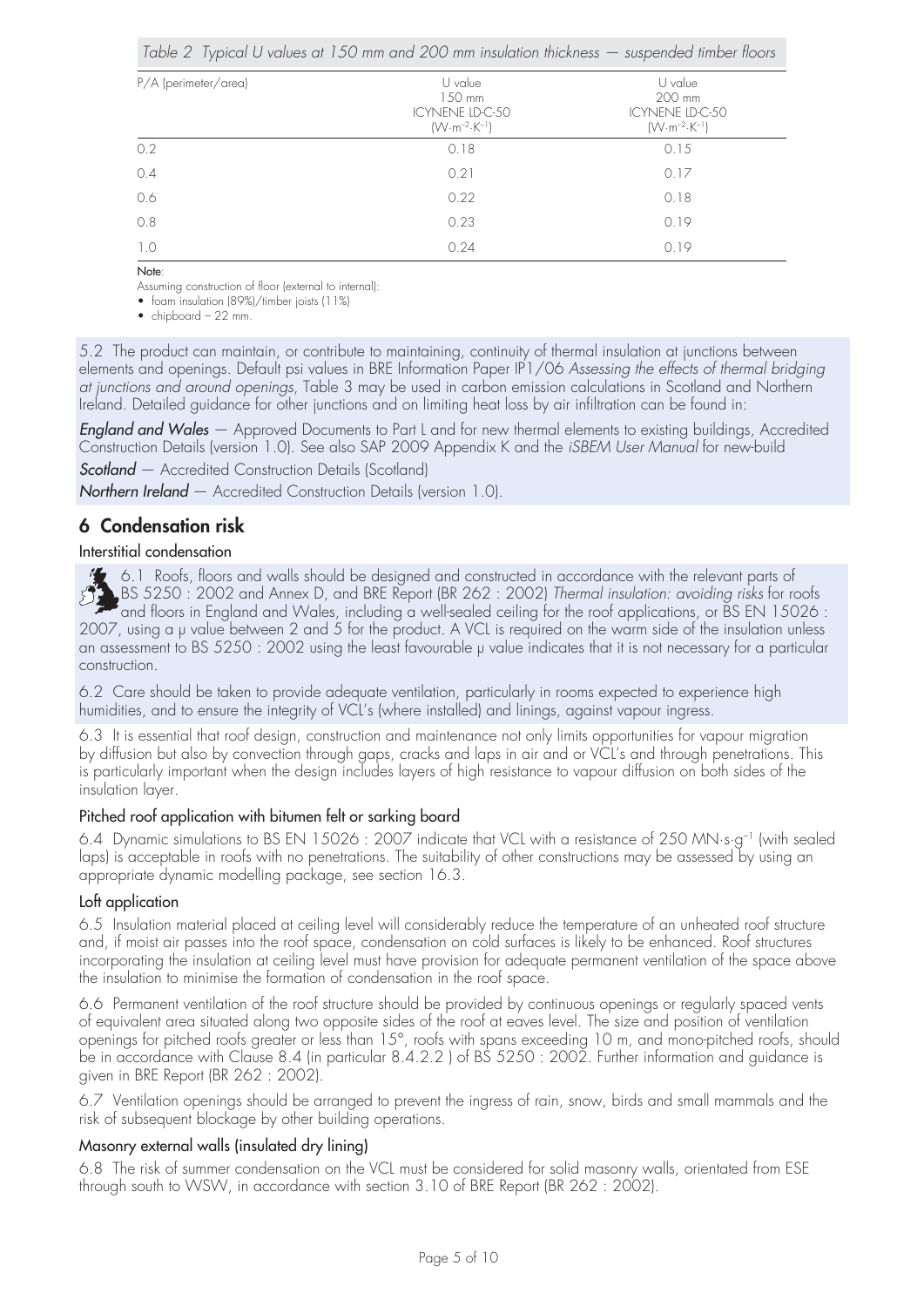*Table 2 Typical U values at 150 mm and 200 mm insulation thickness — suspended timber floors*

| P/A (perimeter/area) | U value 150 mm ICYNENE LD-C-50 $(W \cdot m^{-2} \cdot K^{-1})$ | U value 200 mm ICYNENE LD-C-50 $(W \cdot m^{-2} \cdot K^{-1})$ |
|---|---|---|
| 0.2 | 0.18 | 0.15 |
| 0.4 | 0.21 | 0.17 |
| 0.6 | 0.22 | 0.18 |
| 0.8 | 0.23 | 0.19 |
| 1.0 | 0.24 | 0.19 |

**Note**:

Assuming construction of floor (external to internal):

- foam insulation (89%)/timber joists (11%)
- chipboard – 22 mm.

5.2 The product can maintain, or contribute to maintaining, continuity of thermal insulation at junctions between elements and openings. Default psi values in BRE Information Paper IP1/06 *Assessing the effects of thermal bridging at junctions and around openings*, Table 3 may be used in carbon emission calculations in Scotland and Northern Ireland. Detailed guidance for other junctions and on limiting heat loss by air infiltration can be found in:

***England and Wales*** — Approved Documents to Part L and for new thermal elements to existing buildings, Accredited Construction Details (version 1.0). See also SAP 2009 Appendix K and the *iSBEM User Manual* for new-build

***Scotland*** — Accredited Construction Details (Scotland)

***Northern Ireland*** — Accredited Construction Details (version 1.0).

## 6 Condensation risk

### Interstitial condensation

6.1 Roofs, floors and walls should be designed and constructed in accordance with the relevant parts of BS 5250 : 2002 and Annex D, and BRE Report (BR 262 : 2002) *Thermal insulation: avoiding risks* for roofs and floors in England and Wales, including a well-sealed ceiling for the roof applications, or BS EN 15026 : 2007, using a μ value between 2 and 5 for the product. A VCL is required on the warm side of the insulation unless an assessment to BS 5250 : 2002 using the least favourable μ value indicates that it is not necessary for a particular construction.

6.2 Care should be taken to provide adequate ventilation, particularly in rooms expected to experience high humidities, and to ensure the integrity of VCL's (where installed) and linings, against vapour ingress.

6.3 It is essential that roof design, construction and maintenance not only limits opportunities for vapour migration by diffusion but also by convection through gaps, cracks and laps in air and or VCL's and through penetrations. This is particularly important when the design includes layers of high resistance to vapour diffusion on both sides of the insulation layer.

### Pitched roof application with bitumen felt or sarking board

6.4 Dynamic simulations to BS EN 15026 : 2007 indicate that VCL with a resistance of 250 $MN \cdot s \cdot g^{-1}$ (with sealed laps) is acceptable in roofs with no penetrations. The suitability of other constructions may be assessed by using an appropriate dynamic modelling package, see section 16.3.

### Loft application

6.5 Insulation material placed at ceiling level will considerably reduce the temperature of an unheated roof structure and, if moist air passes into the roof space, condensation on cold surfaces is likely to be enhanced. Roof structures incorporating the insulation at ceiling level must have provision for adequate permanent ventilation of the space above the insulation to minimise the formation of condensation in the roof space.

6.6 Permanent ventilation of the roof structure should be provided by continuous openings or regularly spaced vents of equivalent area situated along two opposite sides of the roof at eaves level. The size and position of ventilation openings for pitched roofs greater or less than 15°, roofs with spans exceeding 10 m, and mono-pitched roofs, should be in accordance with Clause 8.4 (in particular 8.4.2.2 ) of BS 5250 : 2002. Further information and guidance is given in BRE Report (BR 262 : 2002).

6.7 Ventilation openings should be arranged to prevent the ingress of rain, snow, birds and small mammals and the risk of subsequent blockage by other building operations.

### Masonry external walls (insulated dry lining)

6.8 The risk of summer condensation on the VCL must be considered for solid masonry walls, orientated from ESE through south to WSW, in accordance with section 3.10 of BRE Report (BR 262 : 2002).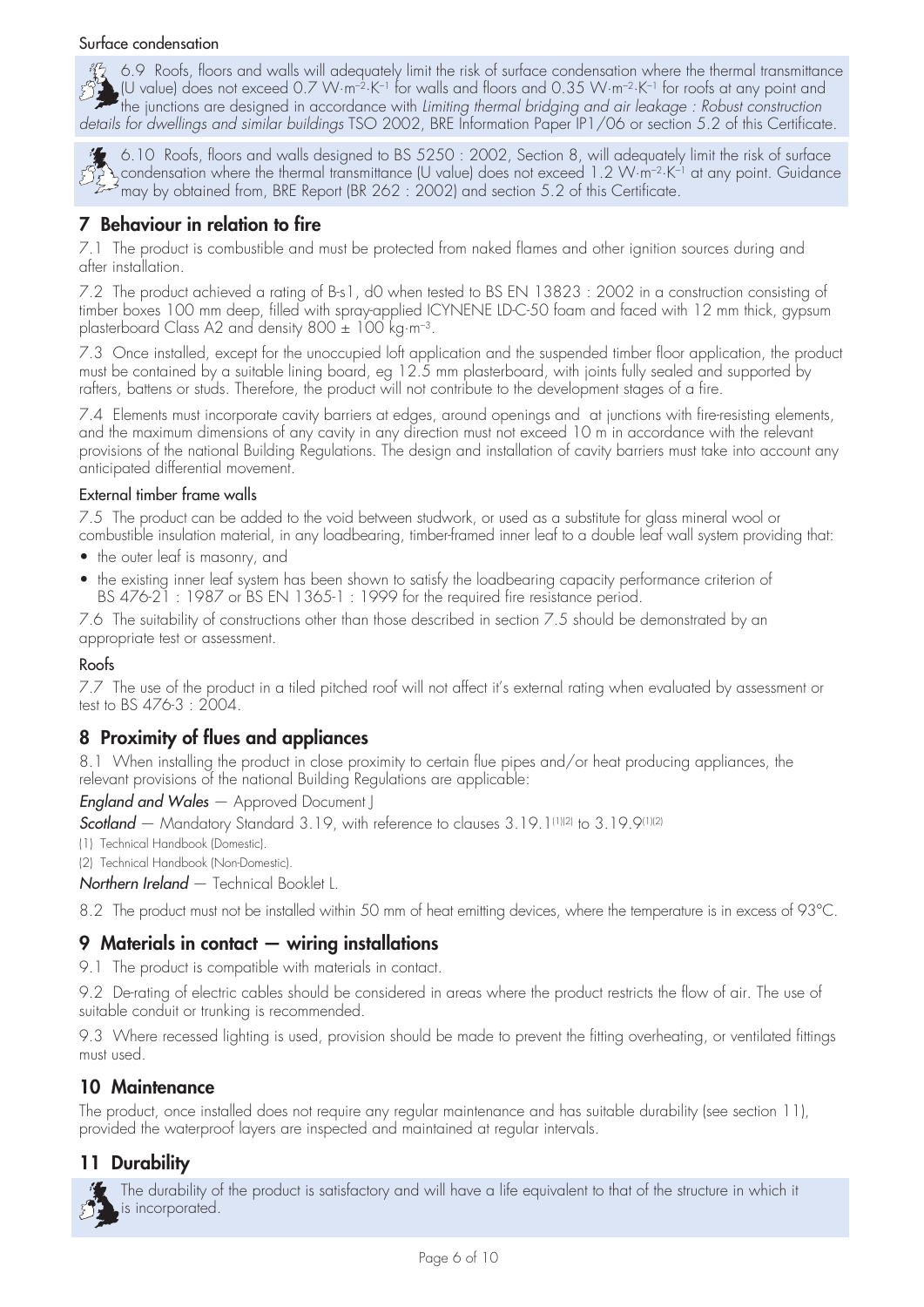Surface condensation

6.9 Roofs, floors and walls will adequately limit the risk of surface condensation where the thermal transmittance (U value) does not exceed 0.7 $W \cdot m^{-2} \cdot K^{-1}$ for walls and floors and 0.35 $W \cdot m^{-2} \cdot K^{-1}$ for roofs at any point and the junctions are designed in accordance with *Limiting thermal bridging and air leakage : Robust construction details for dwellings and similar buildings* TSO 2002, BRE Information Paper IP1/06 or section 5.2 of this Certificate.

6.10 Roofs, floors and walls designed to BS 5250 : 2002, Section 8, will adequately limit the risk of surface condensation where the thermal transmittance (U value) does not exceed 1.2 $W \cdot m^{-2} \cdot K^{-1}$ at any point. Guidance may by obtained from, BRE Report (BR 262 : 2002) and section 5.2 of this Certificate.

## 7 Behaviour in relation to fire

7.1 The product is combustible and must be protected from naked flames and other ignition sources during and after installation.

7.2 The product achieved a rating of B-s1, d0 when tested to BS EN 13823 : 2002 in a construction consisting of timber boxes 100 mm deep, filled with spray-applied ICYNENE LD-C-50 foam and faced with 12 mm thick, gypsum plasterboard Class A2 and density 800 ± 100 $kg \cdot m^{-3}$.

7.3 Once installed, except for the unoccupied loft application and the suspended timber floor application, the product must be contained by a suitable lining board, eg 12.5 mm plasterboard, with joints fully sealed and supported by rafters, battens or studs. Therefore, the product will not contribute to the development stages of a fire.

7.4 Elements must incorporate cavity barriers at edges, around openings and at junctions with fire-resisting elements, and the maximum dimensions of any cavity in any direction must not exceed 10 m in accordance with the relevant provisions of the national Building Regulations. The design and installation of cavity barriers must take into account any anticipated differential movement.

External timber frame walls

7.5 The product can be added to the void between studwork, or used as a substitute for glass mineral wool or combustible insulation material, in any loadbearing, timber-framed inner leaf to a double leaf wall system providing that:

- the outer leaf is masonry, and
- the existing inner leaf system has been shown to satisfy the loadbearing capacity performance criterion of BS 476-21 : 1987 or BS EN 1365-1 : 1999 for the required fire resistance period.

7.6 The suitability of constructions other than those described in section 7.5 should be demonstrated by an appropriate test or assessment.

Roofs

7.7 The use of the product in a tiled pitched roof will not affect it's external rating when evaluated by assessment or test to BS 476-3 : 2004.

## 8 Proximity of flues and appliances

8.1 When installing the product in close proximity to certain flue pipes and/or heat producing appliances, the relevant provisions of the national Building Regulations are applicable:

***England and Wales*** — Approved Document J

***Scotland*** — Mandatory Standard 3.19, with reference to clauses 3.19.1[(1)(2)] to 3.19.9[(1)(2)]

(1) Technical Handbook (Domestic).

(2) Technical Handbook (Non-Domestic).

***Northern Ireland*** — Technical Booklet L.

8.2 The product must not be installed within 50 mm of heat emitting devices, where the temperature is in excess of 93°C.

## 9 Materials in contact — wiring installations

9.1 The product is compatible with materials in contact.

9.2 De-rating of electric cables should be considered in areas where the product restricts the flow of air. The use of suitable conduit or trunking is recommended.

9.3 Where recessed lighting is used, provision should be made to prevent the fitting overheating, or ventilated fittings must used.

## 10 Maintenance

The product, once installed does not require any regular maintenance and has suitable durability (see section 11), provided the waterproof layers are inspected and maintained at regular intervals.

## 11 Durability

The durability of the product is satisfactory and will have a life equivalent to that of the structure in which it is incorporated.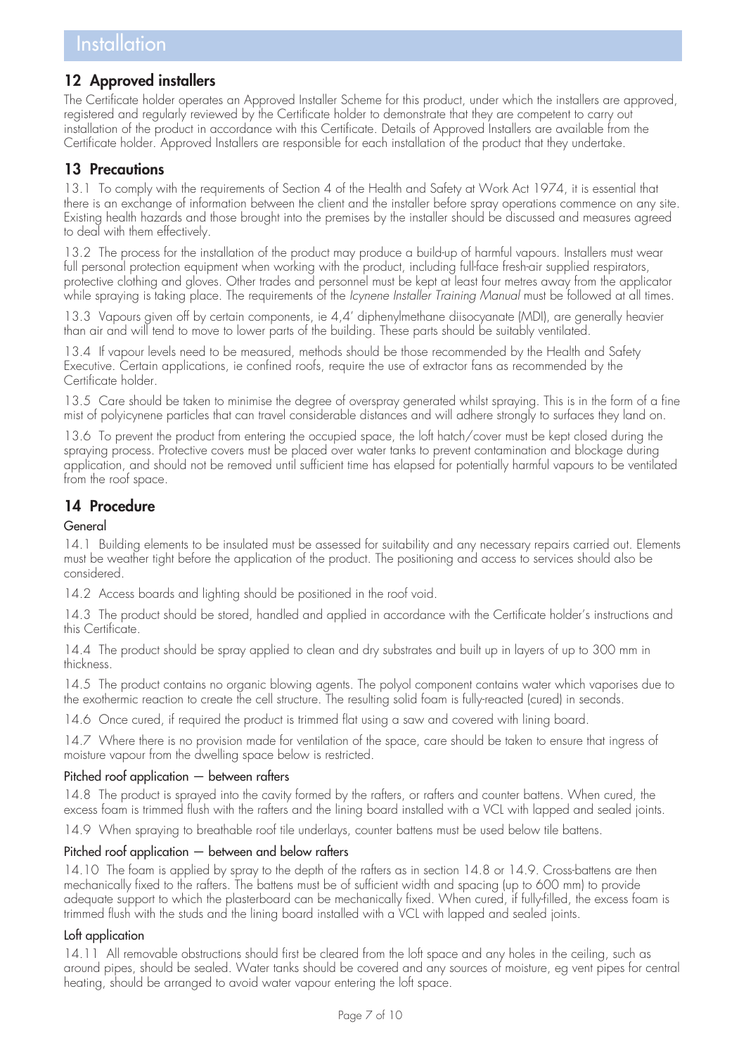# Installation

## 12 Approved installers

The Certificate holder operates an Approved Installer Scheme for this product, under which the installers are approved, registered and regularly reviewed by the Certificate holder to demonstrate that they are competent to carry out installation of the product in accordance with this Certificate. Details of Approved Installers are available from the Certificate holder. Approved Installers are responsible for each installation of the product that they undertake.

## 13 Precautions

13.1 To comply with the requirements of Section 4 of the Health and Safety at Work Act 1974, it is essential that there is an exchange of information between the client and the installer before spray operations commence on any site. Existing health hazards and those brought into the premises by the installer should be discussed and measures agreed to deal with them effectively.

13.2 The process for the installation of the product may produce a build-up of harmful vapours. Installers must wear full personal protection equipment when working with the product, including full-face fresh-air supplied respirators, protective clothing and gloves. Other trades and personnel must be kept at least four metres away from the applicator while spraying is taking place. The requirements of the *Icynene Installer Training Manual* must be followed at all times.

13.3 Vapours given off by certain components, ie 4,4' diphenylmethane diisocyanate (MDI), are generally heavier than air and will tend to move to lower parts of the building. These parts should be suitably ventilated.

13.4 If vapour levels need to be measured, methods should be those recommended by the Health and Safety Executive. Certain applications, ie confined roofs, require the use of extractor fans as recommended by the Certificate holder.

13.5 Care should be taken to minimise the degree of overspray generated whilst spraying. This is in the form of a fine mist of polyicynene particles that can travel considerable distances and will adhere strongly to surfaces they land on.

13.6 To prevent the product from entering the occupied space, the loft hatch/cover must be kept closed during the spraying process. Protective covers must be placed over water tanks to prevent contamination and blockage during application, and should not be removed until sufficient time has elapsed for potentially harmful vapours to be ventilated from the roof space.

## 14 Procedure

### General

14.1 Building elements to be insulated must be assessed for suitability and any necessary repairs carried out. Elements must be weather tight before the application of the product. The positioning and access to services should also be considered.

14.2 Access boards and lighting should be positioned in the roof void.

14.3 The product should be stored, handled and applied in accordance with the Certificate holder's instructions and this Certificate.

14.4 The product should be spray applied to clean and dry substrates and built up in layers of up to 300 mm in thickness.

14.5 The product contains no organic blowing agents. The polyol component contains water which vaporises due to the exothermic reaction to create the cell structure. The resulting solid foam is fully-reacted (cured) in seconds.

14.6 Once cured, if required the product is trimmed flat using a saw and covered with lining board.

14.7 Where there is no provision made for ventilation of the space, care should be taken to ensure that ingress of moisture vapour from the dwelling space below is restricted.

### Pitched roof application — between rafters

14.8 The product is sprayed into the cavity formed by the rafters, or rafters and counter battens. When cured, the excess foam is trimmed flush with the rafters and the lining board installed with a VCL with lapped and sealed joints.

14.9 When spraying to breathable roof tile underlays, counter battens must be used below tile battens.

### Pitched roof application — between and below rafters

14.10 The foam is applied by spray to the depth of the rafters as in section 14.8 or 14.9. Cross-battens are then mechanically fixed to the rafters. The battens must be of sufficient width and spacing (up to 600 mm) to provide adequate support to which the plasterboard can be mechanically fixed. When cured, if fully-filled, the excess foam is trimmed flush with the studs and the lining board installed with a VCL with lapped and sealed joints.

### Loft application

14.11 All removable obstructions should first be cleared from the loft space and any holes in the ceiling, such as around pipes, should be sealed. Water tanks should be covered and any sources of moisture, eg vent pipes for central heating, should be arranged to avoid water vapour entering the loft space.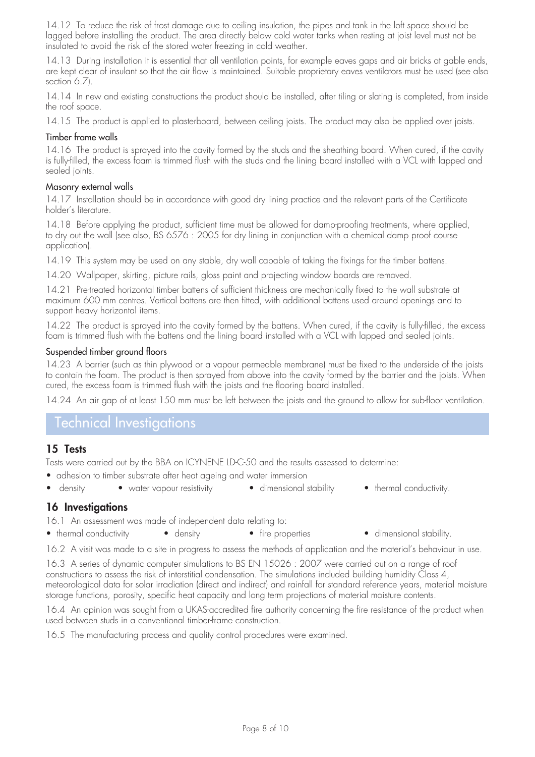14.12 To reduce the risk of frost damage due to ceiling insulation, the pipes and tank in the loft space should be lagged before installing the product. The area directly below cold water tanks when resting at joist level must not be insulated to avoid the risk of the stored water freezing in cold weather.

14.13 During installation it is essential that all ventilation points, for example eaves gaps and air bricks at gable ends, are kept clear of insulant so that the air flow is maintained. Suitable proprietary eaves ventilators must be used (see also section 6.7).

14.14 In new and existing constructions the product should be installed, after tiling or slating is completed, from inside the roof space.

14.15 The product is applied to plasterboard, between ceiling joists. The product may also be applied over joists.

### Timber frame walls

14.16 The product is sprayed into the cavity formed by the studs and the sheathing board. When cured, if the cavity is fully-filled, the excess foam is trimmed flush with the studs and the lining board installed with a VCL with lapped and sealed joints.

### Masonry external walls

14.17 Installation should be in accordance with good dry lining practice and the relevant parts of the Certificate holder's literature.

14.18 Before applying the product, sufficient time must be allowed for damp-proofing treatments, where applied, to dry out the wall (see also, BS 6576 : 2005 for dry lining in conjunction with a chemical damp proof course application).

14.19 This system may be used on any stable, dry wall capable of taking the fixings for the timber battens.

14.20 Wallpaper, skirting, picture rails, gloss paint and projecting window boards are removed.

14.21 Pre-treated horizontal timber battens of sufficient thickness are mechanically fixed to the wall substrate at maximum 600 mm centres. Vertical battens are then fitted, with additional battens used around openings and to support heavy horizontal items.

14.22 The product is sprayed into the cavity formed by the battens. When cured, if the cavity is fully-filled, the excess foam is trimmed flush with the battens and the lining board installed with a VCL with lapped and sealed joints.

### Suspended timber ground floors

14.23 A barrier (such as thin plywood or a vapour permeable membrane) must be fixed to the underside of the joists to contain the foam. The product is then sprayed from above into the cavity formed by the barrier and the joists. When cured, the excess foam is trimmed flush with the joists and the flooring board installed.

14.24 An air gap of at least 150 mm must be left between the joists and the ground to allow for sub-floor ventilation.

# Technical Investigations

## 15 Tests

Tests were carried out by the BBA on ICYNENE LD-C-50 and the results assessed to determine:

- adhesion to timber substrate after heat ageing and water immersion
- density
- water vapour resistivity
- dimensional stability
- thermal conductivity.

## 16 Investigations

16.1 An assessment was made of independent data relating to:

- thermal conductivity
- density
- fire properties
- dimensional stability.

16.2 A visit was made to a site in progress to assess the methods of application and the material's behaviour in use.

16.3 A series of dynamic computer simulations to BS EN 15026 : 2007 were carried out on a range of roof constructions to assess the risk of interstitial condensation. The simulations included building humidity Class 4, meteorological data for solar irradiation (direct and indirect) and rainfall for standard reference years, material moisture storage functions, porosity, specific heat capacity and long term projections of material moisture contents.

16.4 An opinion was sought from a UKAS-accredited fire authority concerning the fire resistance of the product when used between studs in a conventional timber-frame construction.

16.5 The manufacturing process and quality control procedures were examined.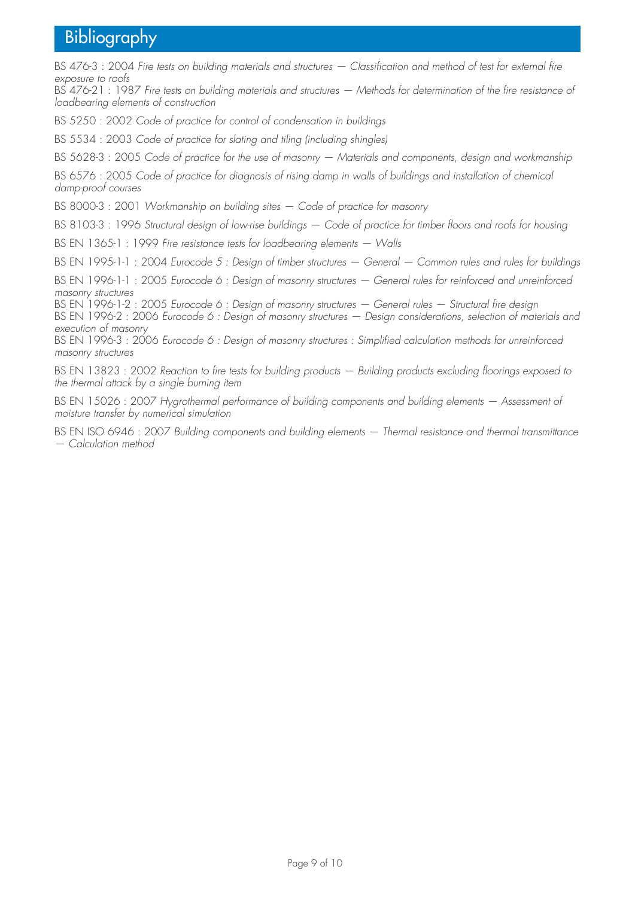# Bibliography

BS 476-3 : 2004 *Fire tests on building materials and structures — Classification and method of test for external fire exposure to roofs*

BS 476-21 : 1987 *Fire tests on building materials and structures — Methods for determination of the fire resistance of loadbearing elements of construction*

BS 5250 : 2002 *Code of practice for control of condensation in buildings*

BS 5534 : 2003 *Code of practice for slating and tiling (including shingles)*

BS 5628-3 : 2005 *Code of practice for the use of masonry — Materials and components, design and workmanship*

BS 6576 : 2005 *Code of practice for diagnosis of rising damp in walls of buildings and installation of chemical damp-proof courses*

BS 8000-3 : 2001 *Workmanship on building sites — Code of practice for masonry*

BS 8103-3 : 1996 *Structural design of low-rise buildings — Code of practice for timber floors and roofs for housing*

BS EN 1365-1 : 1999 *Fire resistance tests for loadbearing elements — Walls*

BS EN 1995-1-1 : 2004 *Eurocode 5 : Design of timber structures — General — Common rules and rules for buildings*

BS EN 1996-1-1 : 2005 *Eurocode 6 : Design of masonry structures — General rules for reinforced and unreinforced masonry structures*

BS EN 1996-1-2 : 2005 *Eurocode 6 : Design of masonry structures — General rules — Structural fire design*

BS EN 1996-2 : 2006 *Eurocode 6 : Design of masonry structures — Design considerations, selection of materials and execution of masonry*

BS EN 1996-3 : 2006 *Eurocode 6 : Design of masonry structures : Simplified calculation methods for unreinforced masonry structures*

BS EN 13823 : 2002 *Reaction to fire tests for building products — Building products excluding floorings exposed to the thermal attack by a single burning item*

BS EN 15026 : 2007 *Hygrothermal performance of building components and building elements — Assessment of moisture transfer by numerical simulation*

BS EN ISO 6946 : 2007 *Building components and building elements — Thermal resistance and thermal transmittance — Calculation method*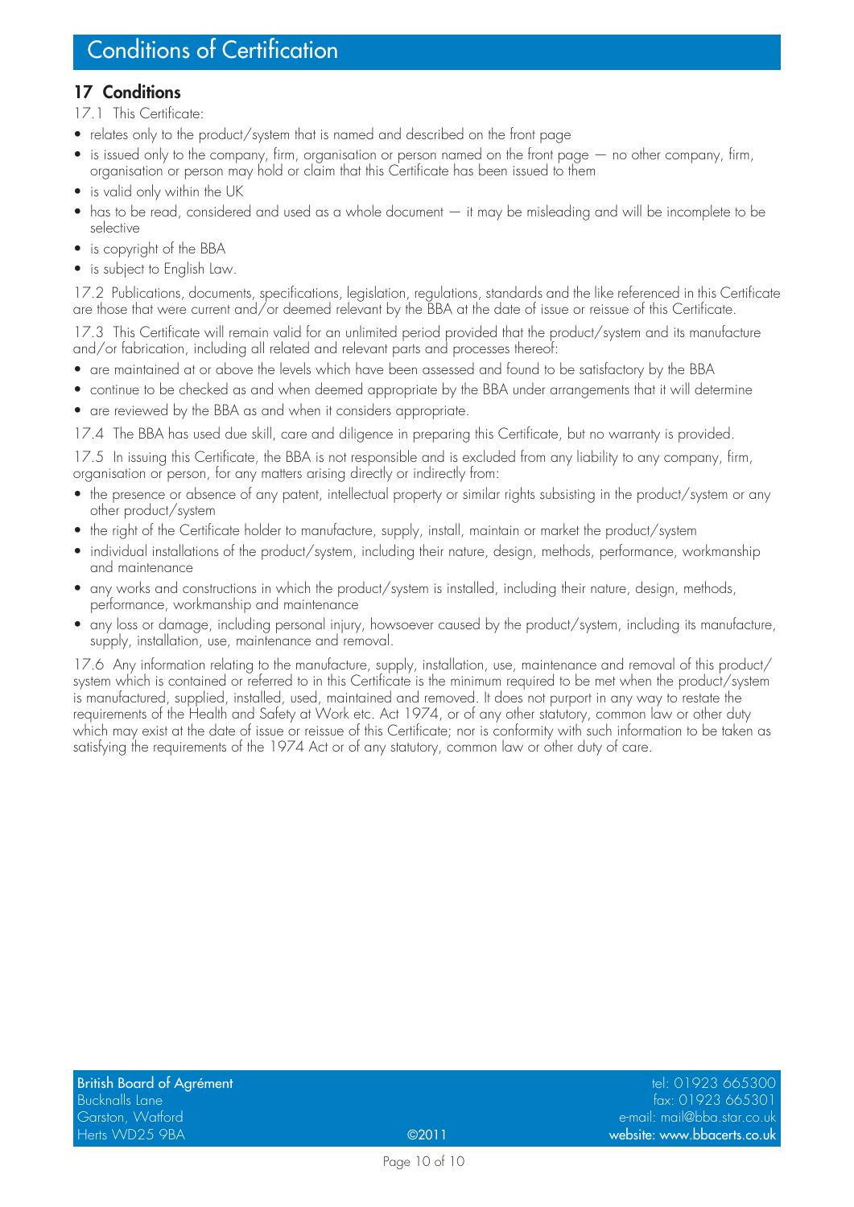# Conditions of Certification

## 17 Conditions

17.1 This Certificate:

- relates only to the product/system that is named and described on the front page
- is issued only to the company, firm, organisation or person named on the front page — no other company, firm, organisation or person may hold or claim that this Certificate has been issued to them
- is valid only within the UK
- has to be read, considered and used as a whole document — it may be misleading and will be incomplete to be selective
- is copyright of the BBA
- is subject to English Law.

17.2 Publications, documents, specifications, legislation, regulations, standards and the like referenced in this Certificate are those that were current and/or deemed relevant by the BBA at the date of issue or reissue of this Certificate.

17.3 This Certificate will remain valid for an unlimited period provided that the product/system and its manufacture and/or fabrication, including all related and relevant parts and processes thereof:

- are maintained at or above the levels which have been assessed and found to be satisfactory by the BBA
- continue to be checked as and when deemed appropriate by the BBA under arrangements that it will determine
- are reviewed by the BBA as and when it considers appropriate.

17.4 The BBA has used due skill, care and diligence in preparing this Certificate, but no warranty is provided.

17.5 In issuing this Certificate, the BBA is not responsible and is excluded from any liability to any company, firm, organisation or person, for any matters arising directly or indirectly from:

- the presence or absence of any patent, intellectual property or similar rights subsisting in the product/system or any other product/system
- the right of the Certificate holder to manufacture, supply, install, maintain or market the product/system
- individual installations of the product/system, including their nature, design, methods, performance, workmanship and maintenance
- any works and constructions in which the product/system is installed, including their nature, design, methods, performance, workmanship and maintenance
- any loss or damage, including personal injury, howsoever caused by the product/system, including its manufacture, supply, installation, use, maintenance and removal.

17.6 Any information relating to the manufacture, supply, installation, use, maintenance and removal of this product/system which is contained or referred to in this Certificate is the minimum required to be met when the product/system is manufactured, supplied, installed, used, maintained and removed. It does not purport in any way to restate the requirements of the Health and Safety at Work etc. Act 1974, or of any other statutory, common law or other duty which may exist at the date of issue or reissue of this Certificate; nor is conformity with such information to be taken as satisfying the requirements of the 1974 Act or of any statutory, common law or other duty of care.

**British Board of Agrément**
Bucknalls Lane
Garston, Watford
Herts WD25 9BA

©2011

tel: 01923 665300
fax: 01923 665301
e-mail: mail@bba.star.co.uk
**website: www.bbacerts.co.uk**